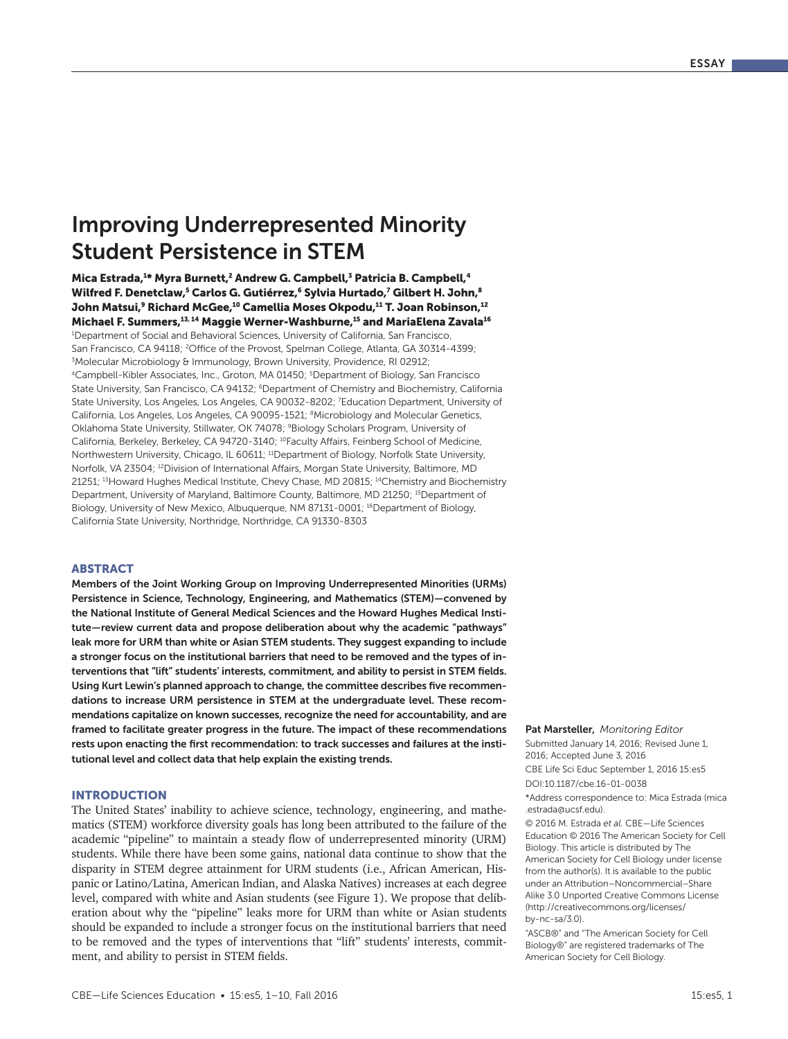ESSAY

# Improving Underrepresented Minority Student Persistence in STEM

**Mica Estrada,[1]* Myra Burnett,[2] Andrew G. Campbell,[3] Patricia B. Campbell,[4] Wilfred F. Denetclaw,[5] Carlos G. Gutiérrez,[6] Sylvia Hurtado,[7] Gilbert H. John,[8] John Matsui,[9] Richard McGee,[10] Camellia Moses Okpodu,[11] T. Joan Robinson,[12] Michael F. Summers,[13,14] Maggie Werner-Washburne,[15] and MariaElena Zavala[16]**

[1]Department of Social and Behavioral Sciences, University of California, San Francisco, San Francisco, CA 94118; [2]Office of the Provost, Spelman College, Atlanta, GA 30314-4399; [3]Molecular Microbiology & Immunology, Brown University, Providence, RI 02912; [4]Campbell-Kibler Associates, Inc., Groton, MA 01450; [5]Department of Biology, San Francisco State University, San Francisco, CA 94132; [6]Department of Chemistry and Biochemistry, California State University, Los Angeles, Los Angeles, CA 90032-8202; [7]Education Department, University of California, Los Angeles, Los Angeles, CA 90095-1521; [8]Microbiology and Molecular Genetics, Oklahoma State University, Stillwater, OK 74078; [9]Biology Scholars Program, University of California, Berkeley, Berkeley, CA 94720-3140; [10]Faculty Affairs, Feinberg School of Medicine, Northwestern University, Chicago, IL 60611; [11]Department of Biology, Norfolk State University, Norfolk, VA 23504; [12]Division of International Affairs, Morgan State University, Baltimore, MD 21251; [13]Howard Hughes Medical Institute, Chevy Chase, MD 20815; [14]Chemistry and Biochemistry Department, University of Maryland, Baltimore County, Baltimore, MD 21250; [15]Department of Biology, University of New Mexico, Albuquerque, NM 87131-0001; [16]Department of Biology, California State University, Northridge, Northridge, CA 91330-8303

## ABSTRACT

**Members of the Joint Working Group on Improving Underrepresented Minorities (URMs) Persistence in Science, Technology, Engineering, and Mathematics (STEM)—convened by the National Institute of General Medical Sciences and the Howard Hughes Medical Institute—review current data and propose deliberation about why the academic "pathways" leak more for URM than white or Asian STEM students. They suggest expanding to include a stronger focus on the institutional barriers that need to be removed and the types of interventions that "lift" students' interests, commitment, and ability to persist in STEM fields. Using Kurt Lewin's planned approach to change, the committee describes five recommendations to increase URM persistence in STEM at the undergraduate level. These recommendations capitalize on known successes, recognize the need for accountability, and are framed to facilitate greater progress in the future. The impact of these recommendations rests upon enacting the first recommendation: to track successes and failures at the institutional level and collect data that help explain the existing trends.**

## INTRODUCTION

The United States' inability to achieve science, technology, engineering, and mathematics (STEM) workforce diversity goals has long been attributed to the failure of the academic "pipeline" to maintain a steady flow of underrepresented minority (URM) students. While there have been some gains, national data continue to show that the disparity in STEM degree attainment for URM students (i.e., African American, Hispanic or Latino/Latina, American Indian, and Alaska Natives) increases at each degree level, compared with white and Asian students (see Figure 1). We propose that deliberation about why the "pipeline" leaks more for URM than white or Asian students should be expanded to include a stronger focus on the institutional barriers that need to be removed and the types of interventions that "lift" students' interests, commitment, and ability to persist in STEM fields.

**Pat Marsteller,** *Monitoring Editor*

Submitted January 14, 2016; Revised June 1, 2016; Accepted June 3, 2016

CBE Life Sci Educ September 1, 2016 15:es5

DOI:10.1187/cbe.16-01-0038

*Address correspondence to: Mica Estrada (mica.estrada@ucsf.edu).

© 2016 M. Estrada *et al.* CBE—Life Sciences Education © 2016 The American Society for Cell Biology. This article is distributed by The American Society for Cell Biology under license from the author(s). It is available to the public under an Attribution–Noncommercial–Share Alike 3.0 Unported Creative Commons License (http://creativecommons.org/licenses/by-nc-sa/3.0).

"ASCB®" and "The American Society for Cell Biology®" are registered trademarks of The American Society for Cell Biology.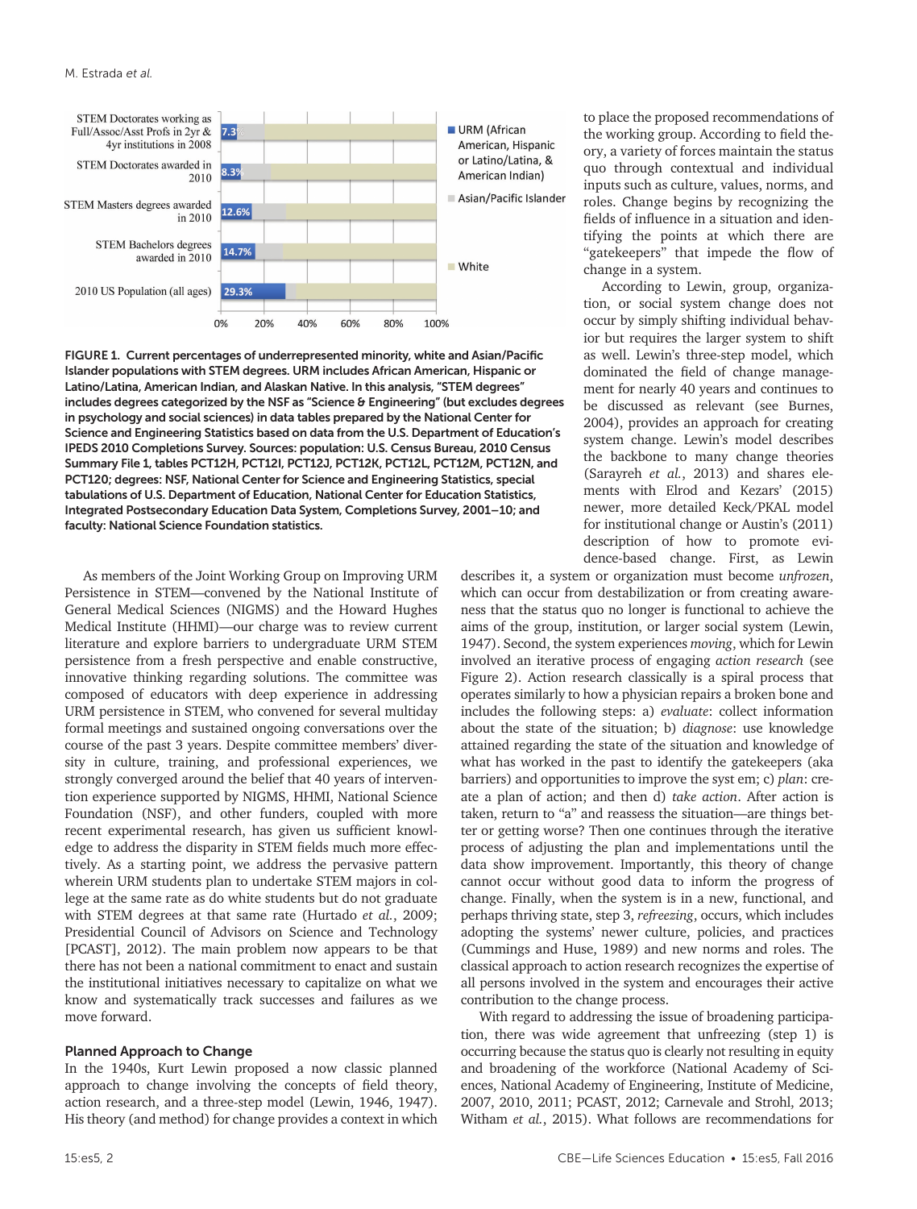FIGURE 1. Current percentages of underrepresented minority, white and Asian/Pacific Islander populations with STEM degrees. URM includes African American, Hispanic or Latino/Latina, American Indian, and Alaskan Native. In this analysis, "STEM degrees" includes degrees categorized by the NSF as "Science & Engineering" (but excludes degrees in psychology and social sciences) in data tables prepared by the National Center for Science and Engineering Statistics based on data from the U.S. Department of Education's IPEDS 2010 Completions Survey. Sources: population: U.S. Census Bureau, 2010 Census Summary File 1, tables PCT12H, PCT12I, PCT12J, PCT12K, PCT12L, PCT12M, PCT12N, and PCT120; degrees: NSF, National Center for Science and Engineering Statistics, special tabulations of U.S. Department of Education, National Center for Education Statistics, Integrated Postsecondary Education Data System, Completions Survey, 2001–10; and faculty: National Science Foundation statistics.

As members of the Joint Working Group on Improving URM Persistence in STEM—convened by the National Institute of General Medical Sciences (NIGMS) and the Howard Hughes Medical Institute (HHMI)—our charge was to review current literature and explore barriers to undergraduate URM STEM persistence from a fresh perspective and enable constructive, innovative thinking regarding solutions. The committee was composed of educators with deep experience in addressing URM persistence in STEM, who convened for several multiday formal meetings and sustained ongoing conversations over the course of the past 3 years. Despite committee members' diversity in culture, training, and professional experiences, we strongly converged around the belief that 40 years of intervention experience supported by NIGMS, HHMI, National Science Foundation (NSF), and other funders, coupled with more recent experimental research, has given us sufficient knowledge to address the disparity in STEM fields much more effectively. As a starting point, we address the pervasive pattern wherein URM students plan to undertake STEM majors in college at the same rate as do white students but do not graduate with STEM degrees at that same rate (Hurtado *et al.*, 2009; Presidential Council of Advisors on Science and Technology [PCAST], 2012). The main problem now appears to be that there has not been a national commitment to enact and sustain the institutional initiatives necessary to capitalize on what we know and systematically track successes and failures as we move forward.

## Planned Approach to Change

In the 1940s, Kurt Lewin proposed a now classic planned approach to change involving the concepts of field theory, action research, and a three-step model (Lewin, 1946, 1947). His theory (and method) for change provides a context in which to place the proposed recommendations of the working group. According to field theory, a variety of forces maintain the status quo through contextual and individual inputs such as culture, values, norms, and roles. Change begins by recognizing the fields of influence in a situation and identifying the points at which there are "gatekeepers" that impede the flow of change in a system.

According to Lewin, group, organization, or social system change does not occur by simply shifting individual behavior but requires the larger system to shift as well. Lewin's three-step model, which dominated the field of change management for nearly 40 years and continues to be discussed as relevant (see Burnes, 2004), provides an approach for creating system change. Lewin's model describes the backbone to many change theories (Sarayreh *et al.*, 2013) and shares elements with Elrod and Kezars' (2015) newer, more detailed Keck/PKAL model for institutional change or Austin's (2011) description of how to promote evidence-based change. First, as Lewin describes it, a system or organization must become *unfrozen*, which can occur from destabilization or from creating awareness that the status quo no longer is functional to achieve the aims of the group, institution, or larger social system (Lewin, 1947). Second, the system experiences *moving*, which for Lewin involved an iterative process of engaging *action research* (see Figure 2). Action research classically is a spiral process that operates similarly to how a physician repairs a broken bone and includes the following steps: a) *evaluate*: collect information about the state of the situation; b) *diagnose*: use knowledge attained regarding the state of the situation and knowledge of what has worked in the past to identify the gatekeepers (aka barriers) and opportunities to improve the syst em; c) *plan*: create a plan of action; and then d) *take action*. After action is taken, return to "a" and reassess the situation—are things better or getting worse? Then one continues through the iterative process of adjusting the plan and implementations until the data show improvement. Importantly, this theory of change cannot occur without good data to inform the progress of change. Finally, when the system is in a new, functional, and perhaps thriving state, step 3, *refreezing*, occurs, which includes adopting the systems' newer culture, policies, and practices (Cummings and Huse, 1989) and new norms and roles. The classical approach to action research recognizes the expertise of all persons involved in the system and encourages their active contribution to the change process.

With regard to addressing the issue of broadening participation, there was wide agreement that unfreezing (step 1) is occurring because the status quo is clearly not resulting in equity and broadening of the workforce (National Academy of Sciences, National Academy of Engineering, Institute of Medicine, 2007, 2010, 2011; PCAST, 2012; Carnevale and Strohl, 2013; Witham *et al.*, 2015). What follows are recommendations for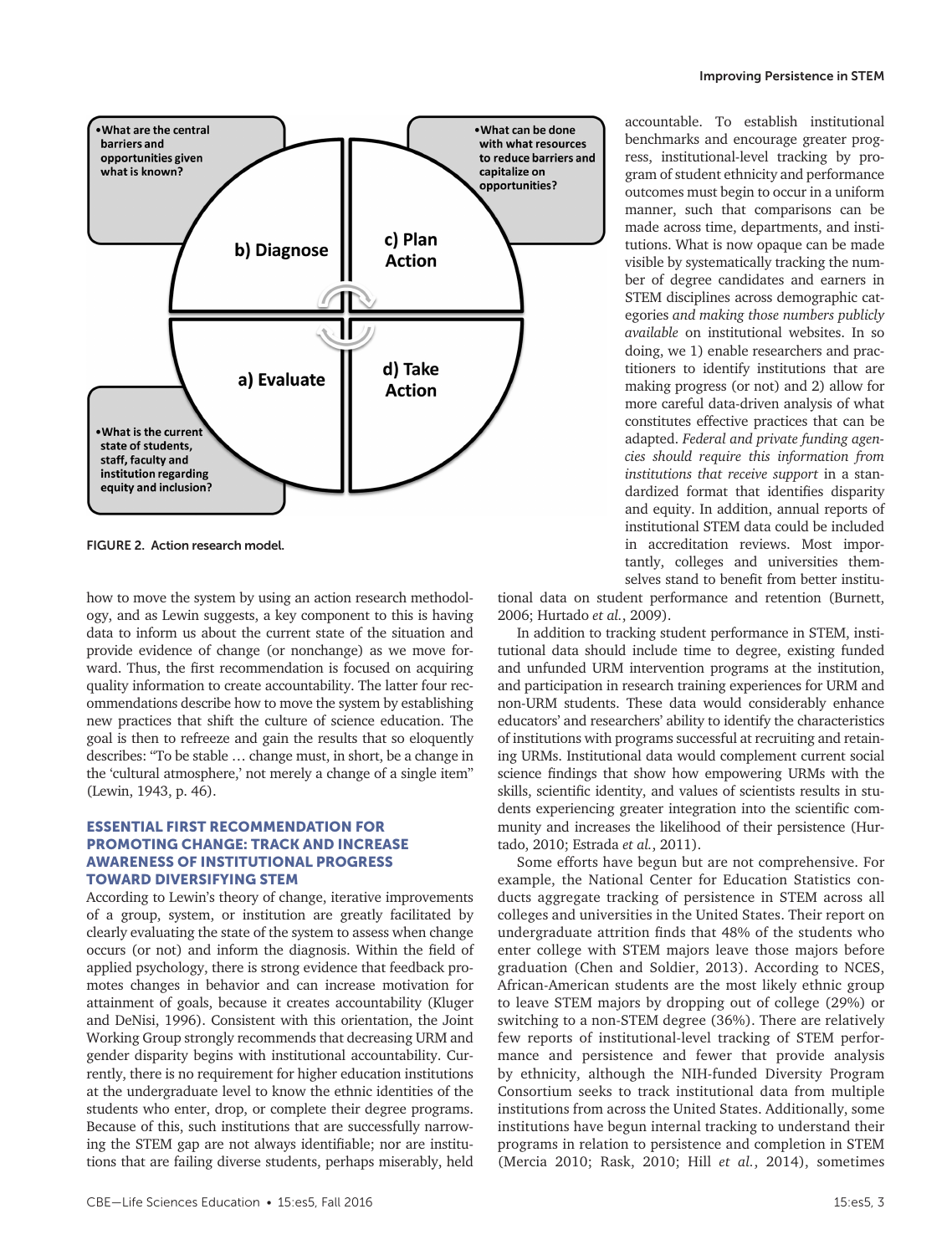- What are the central barriers and opportunities given what is known?

**b) Diagnose**

- What can be done with what resources to reduce barriers and capitalize on opportunities?

**c) Plan Action**

**a) Evaluate**

- What is the current state of students, staff, faculty and institution regarding equity and inclusion?

**d) Take Action**

FIGURE 2. Action research model.

how to move the system by using an action research methodology, and as Lewin suggests, a key component to this is having data to inform us about the current state of the situation and provide evidence of change (or nonchange) as we move forward. Thus, the first recommendation is focused on acquiring quality information to create accountability. The latter four recommendations describe how to move the system by establishing new practices that shift the culture of science education. The goal is then to refreeze and gain the results that so eloquently describes: "To be stable … change must, in short, be a change in the 'cultural atmosphere,' not merely a change of a single item" (Lewin, 1943, p. 46).

## ESSENTIAL FIRST RECOMMENDATION FOR PROMOTING CHANGE: TRACK AND INCREASE AWARENESS OF INSTITUTIONAL PROGRESS TOWARD DIVERSIFYING STEM

According to Lewin's theory of change, iterative improvements of a group, system, or institution are greatly facilitated by clearly evaluating the state of the system to assess when change occurs (or not) and inform the diagnosis. Within the field of applied psychology, there is strong evidence that feedback promotes changes in behavior and can increase motivation for attainment of goals, because it creates accountability (Kluger and DeNisi, 1996). Consistent with this orientation, the Joint Working Group strongly recommends that decreasing URM and gender disparity begins with institutional accountability. Currently, there is no requirement for higher education institutions at the undergraduate level to know the ethnic identities of the students who enter, drop, or complete their degree programs. Because of this, such institutions that are successfully narrowing the STEM gap are not always identifiable; nor are institutions that are failing diverse students, perhaps miserably, held accountable. To establish institutional benchmarks and encourage greater progress, institutional-level tracking by program of student ethnicity and performance outcomes must begin to occur in a uniform manner, such that comparisons can be made across time, departments, and institutions. What is now opaque can be made visible by systematically tracking the number of degree candidates and earners in STEM disciplines across demographic categories *and making those numbers publicly available* on institutional websites. In so doing, we 1) enable researchers and practitioners to identify institutions that are making progress (or not) and 2) allow for more careful data-driven analysis of what constitutes effective practices that can be adapted. *Federal and private funding agencies should require this information from institutions that receive support* in a standardized format that identifies disparity and equity. In addition, annual reports of institutional STEM data could be included in accreditation reviews. Most importantly, colleges and universities themselves stand to benefit from better institutional data on student performance and retention (Burnett, 2006; Hurtado *et al.*, 2009).

In addition to tracking student performance in STEM, institutional data should include time to degree, existing funded and unfunded URM intervention programs at the institution, and participation in research training experiences for URM and non-URM students. These data would considerably enhance educators' and researchers' ability to identify the characteristics of institutions with programs successful at recruiting and retaining URMs. Institutional data would complement current social science findings that show how empowering URMs with the skills, scientific identity, and values of scientists results in students experiencing greater integration into the scientific community and increases the likelihood of their persistence (Hurtado, 2010; Estrada *et al.*, 2011).

Some efforts have begun but are not comprehensive. For example, the National Center for Education Statistics conducts aggregate tracking of persistence in STEM across all colleges and universities in the United States. Their report on undergraduate attrition finds that 48% of the students who enter college with STEM majors leave those majors before graduation (Chen and Soldier, 2013). According to NCES, African-American students are the most likely ethnic group to leave STEM majors by dropping out of college (29%) or switching to a non-STEM degree (36%). There are relatively few reports of institutional-level tracking of STEM performance and persistence and fewer that provide analysis by ethnicity, although the NIH-funded Diversity Program Consortium seeks to track institutional data from multiple institutions from across the United States. Additionally, some institutions have begun internal tracking to understand their programs in relation to persistence and completion in STEM (Mercia 2010; Rask, 2010; Hill *et al.*, 2014), sometimes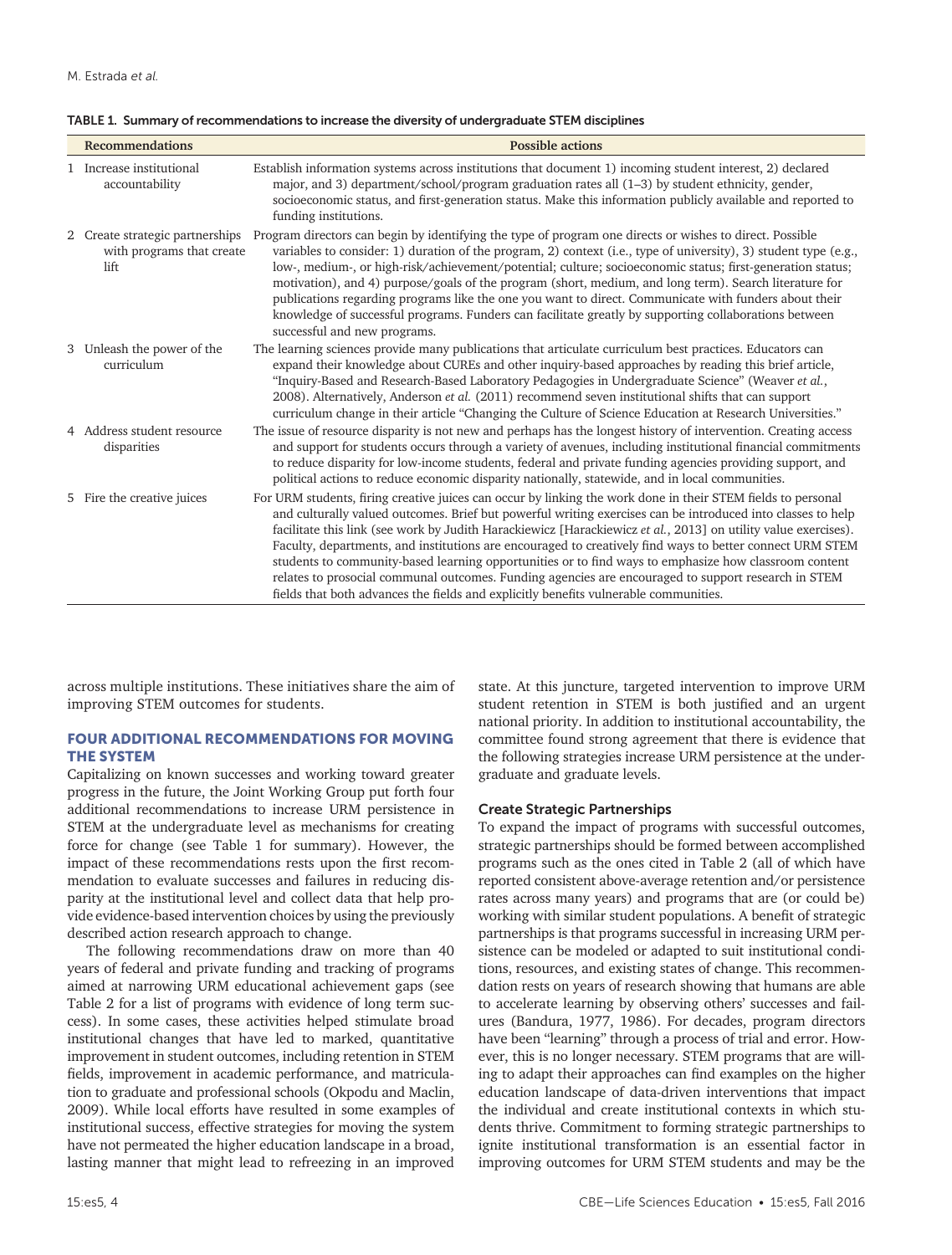TABLE 1. Summary of recommendations to increase the diversity of undergraduate STEM disciplines

| | Recommendations | Possible actions |
|---|---|---|
| 1 | Increase institutional accountability | Establish information systems across institutions that document 1) incoming student interest, 2) declared major, and 3) department/school/program graduation rates all (1–3) by student ethnicity, gender, socioeconomic status, and first-generation status. Make this information publicly available and reported to funding institutions. |
| 2 | Create strategic partnerships with programs that create lift | Program directors can begin by identifying the type of program one directs or wishes to direct. Possible variables to consider: 1) duration of the program, 2) context (i.e., type of university), 3) student type (e.g., low-, medium-, or high-risk/achievement/potential; culture; socioeconomic status; first-generation status; motivation), and 4) purpose/goals of the program (short, medium, and long term). Search literature for publications regarding programs like the one you want to direct. Communicate with funders about their knowledge of successful programs. Funders can facilitate greatly by supporting collaborations between successful and new programs. |
| 3 | Unleash the power of the curriculum | The learning sciences provide many publications that articulate curriculum best practices. Educators can expand their knowledge about CUREs and other inquiry-based approaches by reading this brief article, "Inquiry-Based and Research-Based Laboratory Pedagogies in Undergraduate Science" (Weaver *et al.*, 2008). Alternatively, Anderson *et al.* (2011) recommend seven institutional shifts that can support curriculum change in their article "Changing the Culture of Science Education at Research Universities." |
| 4 | Address student resource disparities | The issue of resource disparity is not new and perhaps has the longest history of intervention. Creating access and support for students occurs through a variety of avenues, including institutional financial commitments to reduce disparity for low-income students, federal and private funding agencies providing support, and political actions to reduce economic disparity nationally, statewide, and in local communities. |
| 5 | Fire the creative juices | For URM students, firing creative juices can occur by linking the work done in their STEM fields to personal and culturally valued outcomes. Brief but powerful writing exercises can be introduced into classes to help facilitate this link (see work by Judith Harackiewicz [Harackiewicz *et al.*, 2013] on utility value exercises). Faculty, departments, and institutions are encouraged to creatively find ways to better connect URM STEM students to community-based learning opportunities or to find ways to emphasize how classroom content relates to prosocial communal outcomes. Funding agencies are encouraged to support research in STEM fields that both advances the fields and explicitly benefits vulnerable communities. |

across multiple institutions. These initiatives share the aim of improving STEM outcomes for students.

## FOUR ADDITIONAL RECOMMENDATIONS FOR MOVING THE SYSTEM

Capitalizing on known successes and working toward greater progress in the future, the Joint Working Group put forth four additional recommendations to increase URM persistence in STEM at the undergraduate level as mechanisms for creating force for change (see Table 1 for summary). However, the impact of these recommendations rests upon the first recommendation to evaluate successes and failures in reducing disparity at the institutional level and collect data that help provide evidence-based intervention choices by using the previously described action research approach to change.

The following recommendations draw on more than 40 years of federal and private funding and tracking of programs aimed at narrowing URM educational achievement gaps (see Table 2 for a list of programs with evidence of long term success). In some cases, these activities helped stimulate broad institutional changes that have led to marked, quantitative improvement in student outcomes, including retention in STEM fields, improvement in academic performance, and matriculation to graduate and professional schools (Okpodu and Maclin, 2009). While local efforts have resulted in some examples of institutional success, effective strategies for moving the system have not permeated the higher education landscape in a broad, lasting manner that might lead to refreezing in an improved state. At this juncture, targeted intervention to improve URM student retention in STEM is both justified and an urgent national priority. In addition to institutional accountability, the committee found strong agreement that there is evidence that the following strategies increase URM persistence at the undergraduate and graduate levels.

### Create Strategic Partnerships

To expand the impact of programs with successful outcomes, strategic partnerships should be formed between accomplished programs such as the ones cited in Table 2 (all of which have reported consistent above-average retention and/or persistence rates across many years) and programs that are (or could be) working with similar student populations. A benefit of strategic partnerships is that programs successful in increasing URM persistence can be modeled or adapted to suit institutional conditions, resources, and existing states of change. This recommendation rests on years of research showing that humans are able to accelerate learning by observing others' successes and failures (Bandura, 1977, 1986). For decades, program directors have been "learning" through a process of trial and error. However, this is no longer necessary. STEM programs that are willing to adapt their approaches can find examples on the higher education landscape of data-driven interventions that impact the individual and create institutional contexts in which students thrive. Commitment to forming strategic partnerships to ignite institutional transformation is an essential factor in improving outcomes for URM STEM students and may be the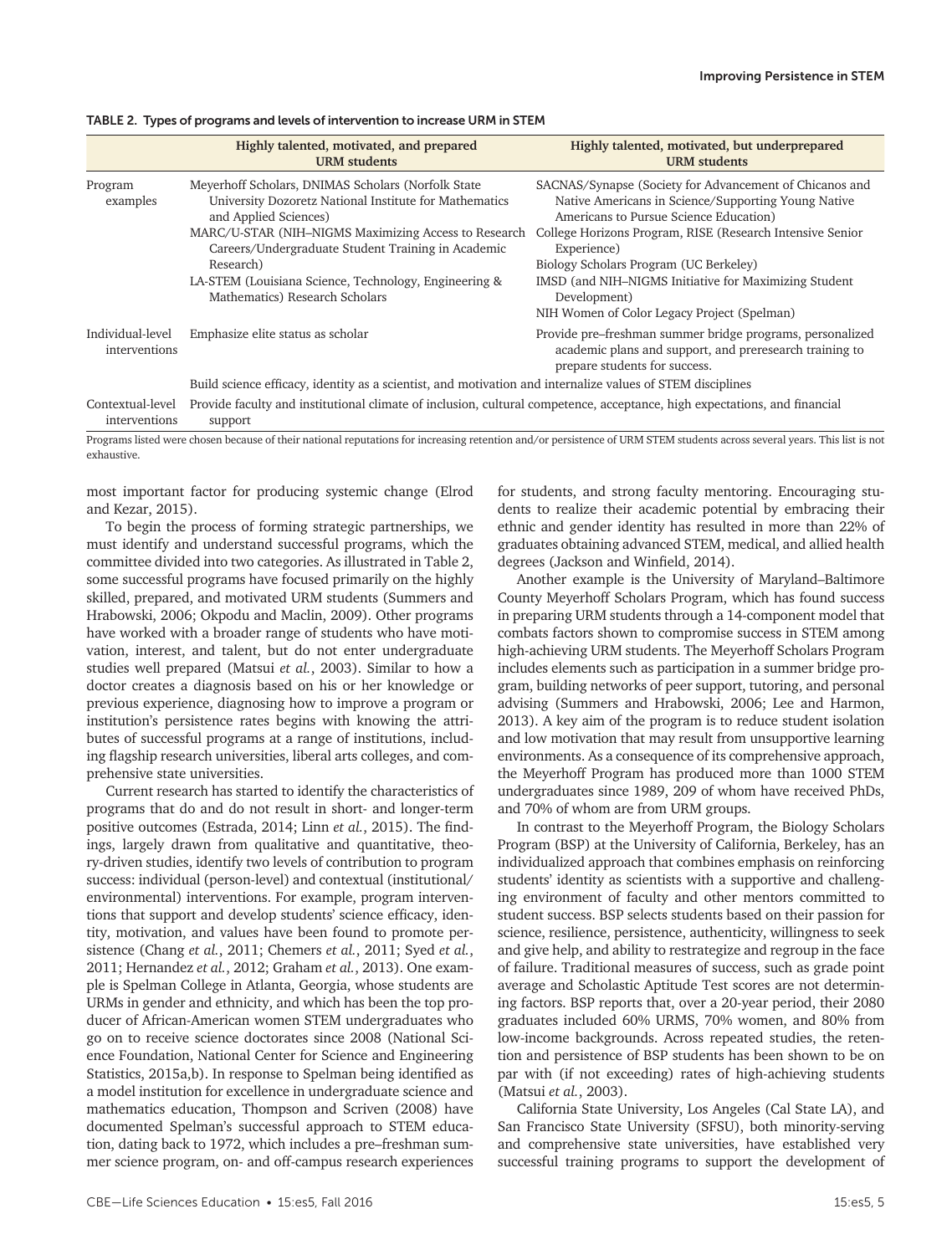TABLE 2. Types of programs and levels of intervention to increase URM in STEM

| | Highly talented, motivated, and prepared URM students | Highly talented, motivated, but underprepared URM students |
|---|---|---|
| Program examples | Meyerhoff Scholars, DNIMAS Scholars (Norfolk State University Dozoretz National Institute for Mathematics and Applied Sciences)<br>MARC/U-STAR (NIH–NIGMS Maximizing Access to Research Careers/Undergraduate Student Training in Academic Research)<br>LA-STEM (Louisiana Science, Technology, Engineering & Mathematics) Research Scholars | SACNAS/Synapse (Society for Advancement of Chicanos and Native Americans in Science/Supporting Young Native Americans to Pursue Science Education)<br>College Horizons Program, RISE (Research Intensive Senior Experience)<br>Biology Scholars Program (UC Berkeley)<br>IMSD (and NIH–NIGMS Initiative for Maximizing Student Development)<br>NIH Women of Color Legacy Project (Spelman) |
| Individual-level interventions | Emphasize elite status as scholar | Provide pre–freshman summer bridge programs, personalized academic plans and support, and preresearch training to prepare students for success. |
| | Build science efficacy, identity as a scientist, and motivation and internalize values of STEM disciplines | |
| Contextual-level interventions | Provide faculty and institutional climate of inclusion, cultural competence, acceptance, high expectations, and financial support | |

Programs listed were chosen because of their national reputations for increasing retention and/or persistence of URM STEM students across several years. This list is not exhaustive.

most important factor for producing systemic change (Elrod and Kezar, 2015).

To begin the process of forming strategic partnerships, we must identify and understand successful programs, which the committee divided into two categories. As illustrated in Table 2, some successful programs have focused primarily on the highly skilled, prepared, and motivated URM students (Summers and Hrabowski, 2006; Okpodu and Maclin, 2009). Other programs have worked with a broader range of students who have motivation, interest, and talent, but do not enter undergraduate studies well prepared (Matsui *et al.*, 2003). Similar to how a doctor creates a diagnosis based on his or her knowledge or previous experience, diagnosing how to improve a program or institution's persistence rates begins with knowing the attributes of successful programs at a range of institutions, including flagship research universities, liberal arts colleges, and comprehensive state universities.

Current research has started to identify the characteristics of programs that do and do not result in short- and longer-term positive outcomes (Estrada, 2014; Linn *et al.*, 2015). The findings, largely drawn from qualitative and quantitative, theory-driven studies, identify two levels of contribution to program success: individual (person-level) and contextual (institutional/environmental) interventions. For example, program interventions that support and develop students' science efficacy, identity, motivation, and values have been found to promote persistence (Chang *et al.*, 2011; Chemers *et al.*, 2011; Syed *et al.*, 2011; Hernandez *et al.*, 2012; Graham *et al.*, 2013). One example is Spelman College in Atlanta, Georgia, whose students are URMs in gender and ethnicity, and which has been the top producer of African-American women STEM undergraduates who go on to receive science doctorates since 2008 (National Science Foundation, National Center for Science and Engineering Statistics, 2015a,b). In response to Spelman being identified as a model institution for excellence in undergraduate science and mathematics education, Thompson and Scriven (2008) have documented Spelman's successful approach to STEM education, dating back to 1972, which includes a pre–freshman summer science program, on- and off-campus research experiences for students, and strong faculty mentoring. Encouraging students to realize their academic potential by embracing their ethnic and gender identity has resulted in more than 22% of graduates obtaining advanced STEM, medical, and allied health degrees (Jackson and Winfield, 2014).

Another example is the University of Maryland–Baltimore County Meyerhoff Scholars Program, which has found success in preparing URM students through a 14-component model that combats factors shown to compromise success in STEM among high-achieving URM students. The Meyerhoff Scholars Program includes elements such as participation in a summer bridge program, building networks of peer support, tutoring, and personal advising (Summers and Hrabowski, 2006; Lee and Harmon, 2013). A key aim of the program is to reduce student isolation and low motivation that may result from unsupportive learning environments. As a consequence of its comprehensive approach, the Meyerhoff Program has produced more than 1000 STEM undergraduates since 1989, 209 of whom have received PhDs, and 70% of whom are from URM groups.

In contrast to the Meyerhoff Program, the Biology Scholars Program (BSP) at the University of California, Berkeley, has an individualized approach that combines emphasis on reinforcing students' identity as scientists with a supportive and challenging environment of faculty and other mentors committed to student success. BSP selects students based on their passion for science, resilience, persistence, authenticity, willingness to seek and give help, and ability to restrategize and regroup in the face of failure. Traditional measures of success, such as grade point average and Scholastic Aptitude Test scores are not determining factors. BSP reports that, over a 20-year period, their 2080 graduates included 60% URMS, 70% women, and 80% from low-income backgrounds. Across repeated studies, the retention and persistence of BSP students has been shown to be on par with (if not exceeding) rates of high-achieving students (Matsui *et al.*, 2003).

California State University, Los Angeles (Cal State LA), and San Francisco State University (SFSU), both minority-serving and comprehensive state universities, have established very successful training programs to support the development of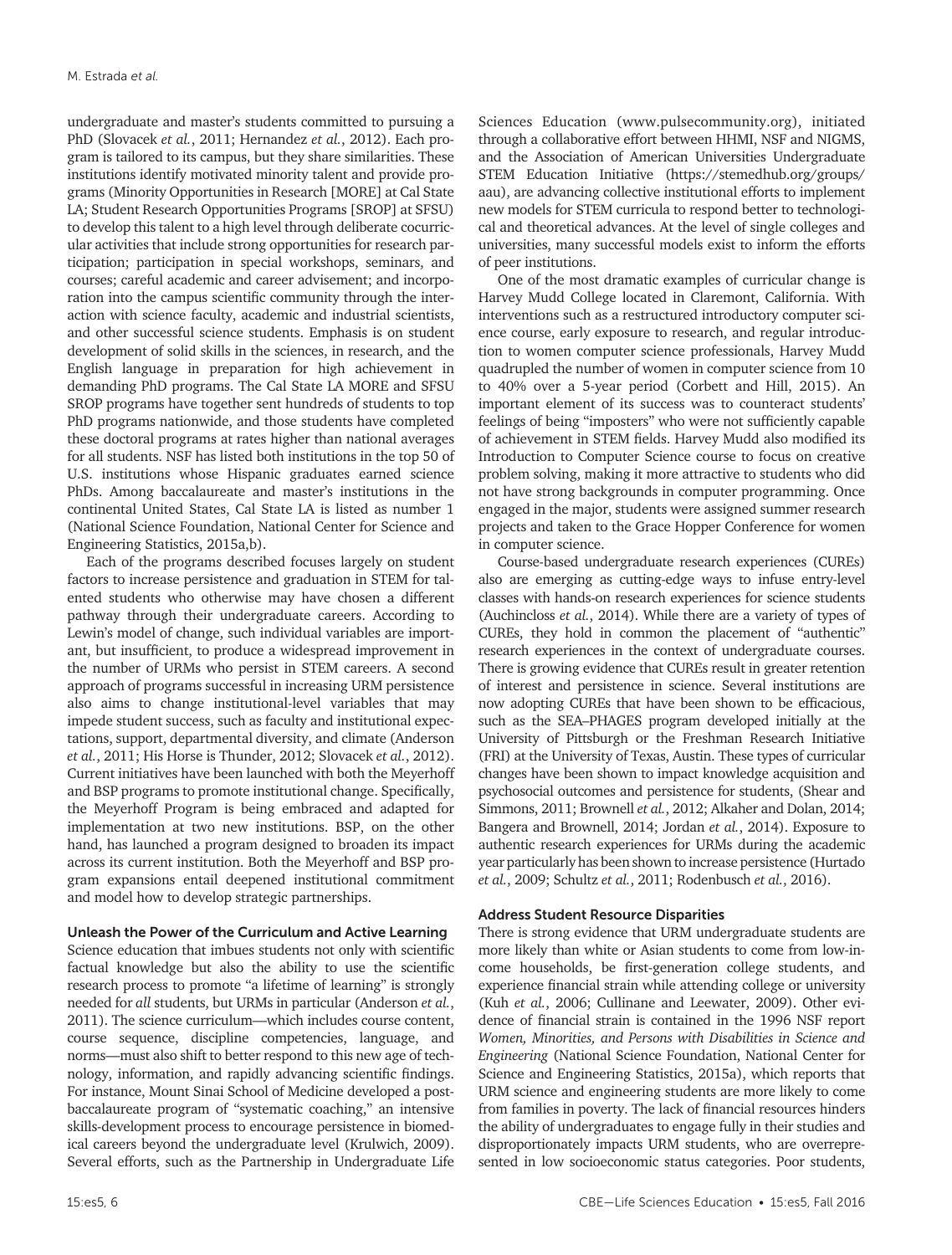undergraduate and master's students committed to pursuing a PhD (Slovacek *et al.*, 2011; Hernandez *et al.*, 2012). Each program is tailored to its campus, but they share similarities. These institutions identify motivated minority talent and provide programs (Minority Opportunities in Research [MORE] at Cal State LA; Student Research Opportunities Programs [SROP] at SFSU) to develop this talent to a high level through deliberate cocurricular activities that include strong opportunities for research participation; participation in special workshops, seminars, and courses; careful academic and career advisement; and incorporation into the campus scientific community through the interaction with science faculty, academic and industrial scientists, and other successful science students. Emphasis is on student development of solid skills in the sciences, in research, and the English language in preparation for high achievement in demanding PhD programs. The Cal State LA MORE and SFSU SROP programs have together sent hundreds of students to top PhD programs nationwide, and those students have completed these doctoral programs at rates higher than national averages for all students. NSF has listed both institutions in the top 50 of U.S. institutions whose Hispanic graduates earned science PhDs. Among baccalaureate and master's institutions in the continental United States, Cal State LA is listed as number 1 (National Science Foundation, National Center for Science and Engineering Statistics, 2015a,b).

Each of the programs described focuses largely on student factors to increase persistence and graduation in STEM for talented students who otherwise may have chosen a different pathway through their undergraduate careers. According to Lewin's model of change, such individual variables are important, but insufficient, to produce a widespread improvement in the number of URMs who persist in STEM careers. A second approach of programs successful in increasing URM persistence also aims to change institutional-level variables that may impede student success, such as faculty and institutional expectations, support, departmental diversity, and climate (Anderson *et al.*, 2011; His Horse is Thunder, 2012; Slovacek *et al.*, 2012). Current initiatives have been launched with both the Meyerhoff and BSP programs to promote institutional change. Specifically, the Meyerhoff Program is being embraced and adapted for implementation at two new institutions. BSP, on the other hand, has launched a program designed to broaden its impact across its current institution. Both the Meyerhoff and BSP program expansions entail deepened institutional commitment and model how to develop strategic partnerships.

### Unleash the Power of the Curriculum and Active Learning

Science education that imbues students not only with scientific factual knowledge but also the ability to use the scientific research process to promote "a lifetime of learning" is strongly needed for *all* students, but URMs in particular (Anderson *et al.*, 2011). The science curriculum—which includes course content, course sequence, discipline competencies, language, and norms—must also shift to better respond to this new age of technology, information, and rapidly advancing scientific findings. For instance, Mount Sinai School of Medicine developed a postbaccalaureate program of "systematic coaching," an intensive skills-development process to encourage persistence in biomedical careers beyond the undergraduate level (Krulwich, 2009). Several efforts, such as the Partnership in Undergraduate Life Sciences Education (www.pulsecommunity.org), initiated through a collaborative effort between HHMI, NSF and NIGMS, and the Association of American Universities Undergraduate STEM Education Initiative (https://stemedhub.org/groups/aau), are advancing collective institutional efforts to implement new models for STEM curricula to respond better to technological and theoretical advances. At the level of single colleges and universities, many successful models exist to inform the efforts of peer institutions.

One of the most dramatic examples of curricular change is Harvey Mudd College located in Claremont, California. With interventions such as a restructured introductory computer science course, early exposure to research, and regular introduction to women computer science professionals, Harvey Mudd quadrupled the number of women in computer science from 10 to 40% over a 5-year period (Corbett and Hill, 2015). An important element of its success was to counteract students' feelings of being "imposters" who were not sufficiently capable of achievement in STEM fields. Harvey Mudd also modified its Introduction to Computer Science course to focus on creative problem solving, making it more attractive to students who did not have strong backgrounds in computer programming. Once engaged in the major, students were assigned summer research projects and taken to the Grace Hopper Conference for women in computer science.

Course-based undergraduate research experiences (CUREs) also are emerging as cutting-edge ways to infuse entry-level classes with hands-on research experiences for science students (Auchincloss *et al.*, 2014). While there are a variety of types of CUREs, they hold in common the placement of "authentic" research experiences in the context of undergraduate courses. There is growing evidence that CUREs result in greater retention of interest and persistence in science. Several institutions are now adopting CUREs that have been shown to be efficacious, such as the SEA–PHAGES program developed initially at the University of Pittsburgh or the Freshman Research Initiative (FRI) at the University of Texas, Austin. These types of curricular changes have been shown to impact knowledge acquisition and psychosocial outcomes and persistence for students, (Shear and Simmons, 2011; Brownell *et al.*, 2012; Alkaher and Dolan, 2014; Bangera and Brownell, 2014; Jordan *et al.*, 2014). Exposure to authentic research experiences for URMs during the academic year particularly has been shown to increase persistence (Hurtado *et al.*, 2009; Schultz *et al.*, 2011; Rodenbusch *et al.*, 2016).

### Address Student Resource Disparities

There is strong evidence that URM undergraduate students are more likely than white or Asian students to come from low-income households, be first-generation college students, and experience financial strain while attending college or university (Kuh *et al.*, 2006; Cullinane and Leewater, 2009). Other evidence of financial strain is contained in the 1996 NSF report *Women, Minorities, and Persons with Disabilities in Science and Engineering* (National Science Foundation, National Center for Science and Engineering Statistics, 2015a), which reports that URM science and engineering students are more likely to come from families in poverty. The lack of financial resources hinders the ability of undergraduates to engage fully in their studies and disproportionately impacts URM students, who are overrepresented in low socioeconomic status categories. Poor students,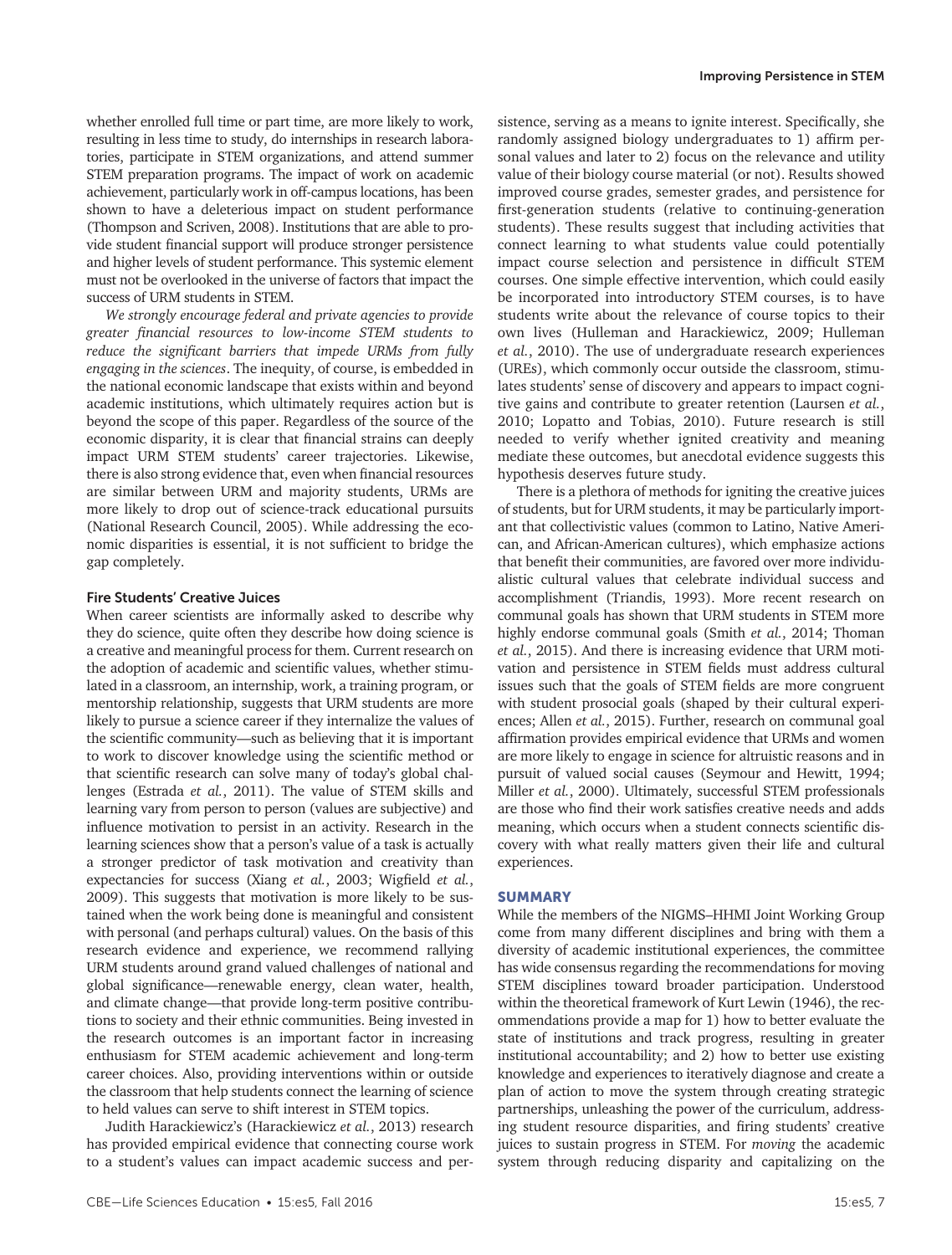whether enrolled full time or part time, are more likely to work, resulting in less time to study, do internships in research laboratories, participate in STEM organizations, and attend summer STEM preparation programs. The impact of work on academic achievement, particularly work in off-campus locations, has been shown to have a deleterious impact on student performance (Thompson and Scriven, 2008). Institutions that are able to provide student financial support will produce stronger persistence and higher levels of student performance. This systemic element must not be overlooked in the universe of factors that impact the success of URM students in STEM.

*We strongly encourage federal and private agencies to provide greater financial resources to low-income STEM students to reduce the significant barriers that impede URMs from fully engaging in the sciences*. The inequity, of course, is embedded in the national economic landscape that exists within and beyond academic institutions, which ultimately requires action but is beyond the scope of this paper. Regardless of the source of the economic disparity, it is clear that financial strains can deeply impact URM STEM students' career trajectories. Likewise, there is also strong evidence that, even when financial resources are similar between URM and majority students, URMs are more likely to drop out of science-track educational pursuits (National Research Council, 2005). While addressing the economic disparities is essential, it is not sufficient to bridge the gap completely.

### Fire Students' Creative Juices

When career scientists are informally asked to describe why they do science, quite often they describe how doing science is a creative and meaningful process for them. Current research on the adoption of academic and scientific values, whether stimulated in a classroom, an internship, work, a training program, or mentorship relationship, suggests that URM students are more likely to pursue a science career if they internalize the values of the scientific community—such as believing that it is important to work to discover knowledge using the scientific method or that scientific research can solve many of today's global challenges (Estrada *et al.*, 2011). The value of STEM skills and learning vary from person to person (values are subjective) and influence motivation to persist in an activity. Research in the learning sciences show that a person's value of a task is actually a stronger predictor of task motivation and creativity than expectancies for success (Xiang *et al.*, 2003; Wigfield *et al.*, 2009). This suggests that motivation is more likely to be sustained when the work being done is meaningful and consistent with personal (and perhaps cultural) values. On the basis of this research evidence and experience, we recommend rallying URM students around grand valued challenges of national and global significance—renewable energy, clean water, health, and climate change—that provide long-term positive contributions to society and their ethnic communities. Being invested in the research outcomes is an important factor in increasing enthusiasm for STEM academic achievement and long-term career choices. Also, providing interventions within or outside the classroom that help students connect the learning of science to held values can serve to shift interest in STEM topics.

Judith Harackiewicz's (Harackiewicz *et al.*, 2013) research has provided empirical evidence that connecting course work to a student's values can impact academic success and persistence, serving as a means to ignite interest. Specifically, she randomly assigned biology undergraduates to 1) affirm personal values and later to 2) focus on the relevance and utility value of their biology course material (or not). Results showed improved course grades, semester grades, and persistence for first-generation students (relative to continuing-generation students). These results suggest that including activities that connect learning to what students value could potentially impact course selection and persistence in difficult STEM courses. One simple effective intervention, which could easily be incorporated into introductory STEM courses, is to have students write about the relevance of course topics to their own lives (Hulleman and Harackiewicz, 2009; Hulleman *et al.*, 2010). The use of undergraduate research experiences (UREs), which commonly occur outside the classroom, stimulates students' sense of discovery and appears to impact cognitive gains and contribute to greater retention (Laursen *et al.*, 2010; Lopatto and Tobias, 2010). Future research is still needed to verify whether ignited creativity and meaning mediate these outcomes, but anecdotal evidence suggests this hypothesis deserves future study.

There is a plethora of methods for igniting the creative juices of students, but for URM students, it may be particularly important that collectivistic values (common to Latino, Native American, and African-American cultures), which emphasize actions that benefit their communities, are favored over more individualistic cultural values that celebrate individual success and accomplishment (Triandis, 1993). More recent research on communal goals has shown that URM students in STEM more highly endorse communal goals (Smith *et al.*, 2014; Thoman *et al.*, 2015). And there is increasing evidence that URM motivation and persistence in STEM fields must address cultural issues such that the goals of STEM fields are more congruent with student prosocial goals (shaped by their cultural experiences; Allen *et al.*, 2015). Further, research on communal goal affirmation provides empirical evidence that URMs and women are more likely to engage in science for altruistic reasons and in pursuit of valued social causes (Seymour and Hewitt, 1994; Miller *et al.*, 2000). Ultimately, successful STEM professionals are those who find their work satisfies creative needs and adds meaning, which occurs when a student connects scientific discovery with what really matters given their life and cultural experiences.

## SUMMARY

While the members of the NIGMS–HHMI Joint Working Group come from many different disciplines and bring with them a diversity of academic institutional experiences, the committee has wide consensus regarding the recommendations for moving STEM disciplines toward broader participation. Understood within the theoretical framework of Kurt Lewin (1946), the recommendations provide a map for 1) how to better evaluate the state of institutions and track progress, resulting in greater institutional accountability; and 2) how to better use existing knowledge and experiences to iteratively diagnose and create a plan of action to move the system through creating strategic partnerships, unleashing the power of the curriculum, addressing student resource disparities, and firing students' creative juices to sustain progress in STEM. For *moving* the academic system through reducing disparity and capitalizing on the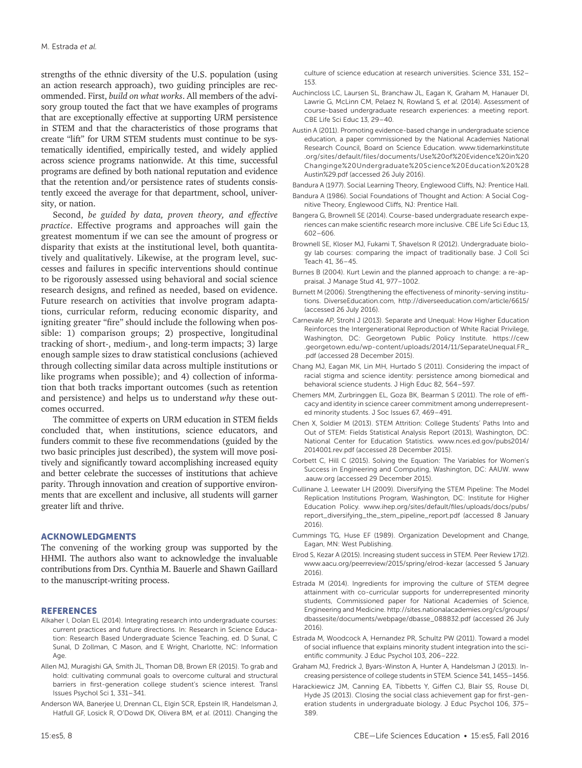strengths of the ethnic diversity of the U.S. population (using an action research approach), two guiding principles are recommended. First, *build on what works*. All members of the advisory group touted the fact that we have examples of programs that are exceptionally effective at supporting URM persistence in STEM and that the characteristics of those programs that create "lift" for URM STEM students must continue to be systematically identified, empirically tested, and widely applied across science programs nationwide. At this time, successful programs are defined by both national reputation and evidence that the retention and/or persistence rates of students consistently exceed the average for that department, school, university, or nation.

Second, *be guided by data, proven theory, and effective practice*. Effective programs and approaches will gain the greatest momentum if we can see the amount of progress or disparity that exists at the institutional level, both quantitatively and qualitatively. Likewise, at the program level, successes and failures in specific interventions should continue to be rigorously assessed using behavioral and social science research designs, and refined as needed, based on evidence. Future research on activities that involve program adaptations, curricular reform, reducing economic disparity, and igniting greater "fire" should include the following when possible: 1) comparison groups; 2) prospective, longitudinal tracking of short-, medium-, and long-term impacts; 3) large enough sample sizes to draw statistical conclusions (achieved through collecting similar data across multiple institutions or like programs when possible); and 4) collection of information that both tracks important outcomes (such as retention and persistence) and helps us to understand *why* these outcomes occurred.

The committee of experts on URM education in STEM fields concluded that, when institutions, science educators, and funders commit to these five recommendations (guided by the two basic principles just described), the system will move positively and significantly toward accomplishing increased equity and better celebrate the successes of institutions that achieve parity. Through innovation and creation of supportive environments that are excellent and inclusive, all students will garner greater lift and thrive.

## ACKNOWLEDGMENTS

The convening of the working group was supported by the HHMI. The authors also want to acknowledge the invaluable contributions from Drs. Cynthia M. Bauerle and Shawn Gaillard to the manuscript-writing process.

## REFERENCES

Alkaher I, Dolan EL (2014). Integrating research into undergraduate courses: current practices and future directions. In: Research in Science Education: Research Based Undergraduate Science Teaching, ed. D Sunal, C Sunal, D Zollman, C Mason, and E Wright, Charlotte, NC: Information Age.

Allen MJ, Muragishi GA, Smith JL, Thoman DB, Brown ER (2015). To grab and hold: cultivating communal goals to overcome cultural and structural barriers in first-generation college student's science interest. Transl Issues Psychol Sci 1, 331–341.

Anderson WA, Banerjee U, Drennan CL, Elgin SCR, Epstein IR, Handelsman J, Hatfull GF, Losick R, O'Dowd DK, Olivera BM, *et al.* (2011). Changing the culture of science education at research universities. Science 331, 152–153.

Auchincloss LC, Laursen SL, Branchaw JL, Eagan K, Graham M, Hanauer DI, Lawrie G, McLinn CM, Pelaez N, Rowland S, *et al.* (2014). Assessment of course-based undergraduate research experiences: a meeting report. CBE Life Sci Educ 13, 29–40.

Austin A (2011). Promoting evidence-based change in undergraduate science education, a paper commissioned by the National Academies National Research Council, Board on Science Education. www.tidemarkinstitute.org/sites/default/files/documents/Use%20of%20Evidence%20in%20Changinge%20Undergraduate%20Science%20Education%20%28Austin%29.pdf (accessed 26 July 2016).

Bandura A (1977). Social Learning Theory, Englewood Cliffs, NJ: Prentice Hall.

Bandura A (1986). Social Foundations of Thought and Action: A Social Cognitive Theory, Englewood Cliffs, NJ: Prentice Hall.

Bangera G, Brownell SE (2014). Course-based undergraduate research experiences can make scientific research more inclusive. CBE Life Sci Educ 13, 602–606.

Brownell SE, Kloser MJ, Fukami T, Shavelson R (2012). Undergraduate biology lab courses: comparing the impact of traditionally base. J Coll Sci Teach 41, 36–45.

Burnes B (2004). Kurt Lewin and the planned approach to change: a re-appraisal. J Manage Stud 41, 977–1002.

Burnett M (2006). Strengthening the effectiveness of minority-serving institutions. DiverseEducation.com, http://diverseeducation.com/article/6615/ (accessed 26 July 2016).

Carnevale AP, Strohl J (2013). Separate and Unequal: How Higher Education Reinforces the Intergenerational Reproduction of White Racial Privilege, Washington, DC: Georgetown Public Policy Institute. https://cew.georgetown.edu/wp-content/uploads/2014/11/SeparateUnequal.FR_.pdf (accessed 28 December 2015).

Chang MJ, Eagan MK, Lin MH, Hurtado S (2011). Considering the impact of racial stigma and science identity: persistence among biomedical and behavioral science students. J High Educ 82, 564–597.

Chemers MM, Zurbringgen EL, Goza BK, Bearman S (2011). The role of efficacy and identity in science career commitment among underrepresented minority students. J Soc Issues 67, 469–491.

Chen X, Soldier M (2013). STEM Attrition: College Students' Paths Into and Out of STEM: Fields Statistical Analysis Report (2013), Washington, DC: National Center for Education Statistics. www.nces.ed.gov/pubs2014/2014001.rev.pdf (accessed 28 December 2015).

Corbett C, Hill C (2015). Solving the Equation: The Variables for Women's Success in Engineering and Computing, Washington, DC: AAUW. www.aauw.org (accessed 29 December 2015).

Cullinane J, Leewater LH (2009). Diversifying the STEM Pipeline: The Model Replication Institutions Program, Washington, DC: Institute for Higher Education Policy. www.ihep.org/sites/default/files/uploads/docs/pubs/report_diversifying_the_stem_pipeline_report.pdf (accessed 8 January 2016).

Cummings TG, Huse EF (1989). Organization Development and Change, Eagan, MN: West Publishing.

Elrod S, Kezar A (2015). Increasing student success in STEM. Peer Review 17(2). www.aacu.org/peerreview/2015/spring/elrod-kezar (accessed 5 January 2016).

Estrada M (2014). Ingredients for improving the culture of STEM degree attainment with co-curricular supports for underrepresented minority students, Commissioned paper for National Academies of Science, Engineering and Medicine. http://sites.nationalacademies.org/cs/groups/dbassesite/documents/webpage/dbasse_088832.pdf (accessed 26 July 2016).

Estrada M, Woodcock A, Hernandez PR, Schultz PW (2011). Toward a model of social influence that explains minority student integration into the scientific community. J Educ Psychol 103, 206–222.

Graham MJ, Fredrick J, Byars-Winston A, Hunter A, Handelsman J (2013). Increasing persistence of college students in STEM. Science 341, 1455–1456.

Harackiewicz JM, Canning EA, Tibbetts Y, Giffen CJ, Blair SS, Rouse DI, Hyde JS (2013). Closing the social class achievement gap for first-generation students in undergraduate biology. J Educ Psychol 106, 375–389.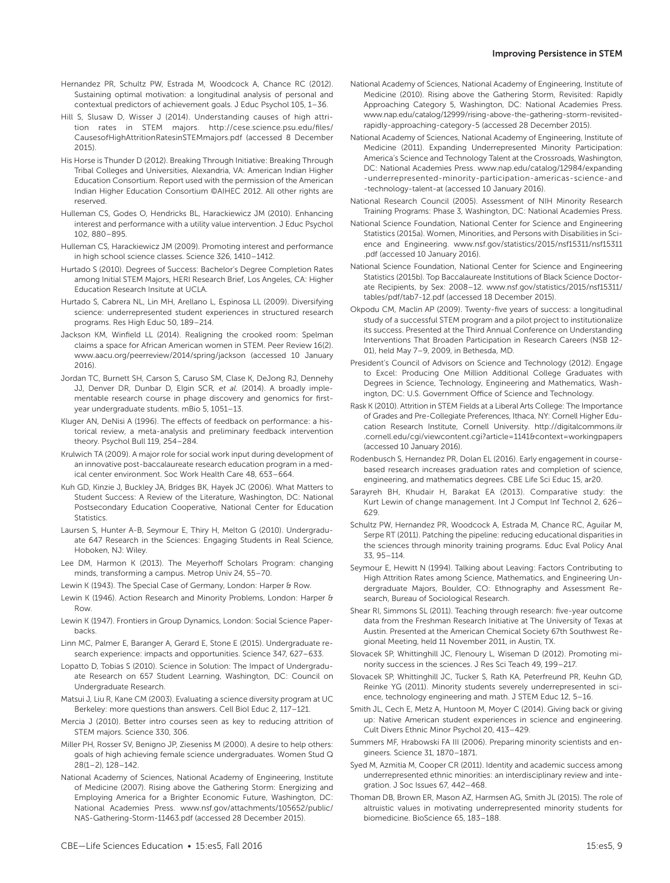Hernandez PR, Schultz PW, Estrada M, Woodcock A, Chance RC (2012). Sustaining optimal motivation: a longitudinal analysis of personal and contextual predictors of achievement goals. J Educ Psychol 105, 1–36.

Hill S, Slusaw D, Wisser J (2014). Understanding causes of high attrition rates in STEM majors. http://cese.science.psu.edu/files/CausesofHighAttritionRatesinSTEMmajors.pdf (accessed 8 December 2015).

His Horse is Thunder D (2012). Breaking Through Initiative: Breaking Through Tribal Colleges and Universities, Alexandria, VA: American Indian Higher Education Consortium. Report used with the permission of the American Indian Higher Education Consortium ©AIHEC 2012. All other rights are reserved.

Hulleman CS, Godes O, Hendricks BL, Harackiewicz JM (2010). Enhancing interest and performance with a utility value intervention. J Educ Psychol 102, 880–895.

Hulleman CS, Harackiewicz JM (2009). Promoting interest and performance in high school science classes. Science 326, 1410–1412.

Hurtado S (2010). Degrees of Success: Bachelor's Degree Completion Rates among Initial STEM Majors, HERI Research Brief, Los Angeles, CA: Higher Education Research Insitute at UCLA.

Hurtado S, Cabrera NL, Lin MH, Arellano L, Espinosa LL (2009). Diversifying science: underrepresented student experiences in structured research programs. Res High Educ 50, 189–214.

Jackson KM, Winfield LL (2014). Realigning the crooked room: Spelman claims a space for African American women in STEM. Peer Review 16(2). www.aacu.org/peerreview/2014/spring/jackson (accessed 10 January 2016).

Jordan TC, Burnett SH, Carson S, Caruso SM, Clase K, DeJong RJ, Dennehy JJ, Denver DR, Dunbar D, Elgin SCR, *et al.* (2014). A broadly implementable research course in phage discovery and genomics for first-year undergraduate students. mBio 5, 1051–13.

Kluger AN, DeNisi A (1996). The effects of feedback on performance: a historical review, a meta-analysis and preliminary feedback intervention theory. Psychol Bull 119, 254–284.

Krulwich TA (2009). A major role for social work input during development of an innovative post-baccalaureate research education program in a medical center environment. Soc Work Health Care 48, 653–664.

Kuh GD, Kinzie J, Buckley JA, Bridges BK, Hayek JC (2006). What Matters to Student Success: A Review of the Literature, Washington, DC: National Postsecondary Education Cooperative, National Center for Education Statistics.

Laursen S, Hunter A-B, Seymour E, Thiry H, Melton G (2010). Undergraduate 647 Research in the Sciences: Engaging Students in Real Science, Hoboken, NJ: Wiley.

Lee DM, Harmon K (2013). The Meyerhoff Scholars Program: changing minds, transforming a campus. Metrop Univ 24, 55–70.

Lewin K (1943). The Special Case of Germany, London: Harper & Row.

Lewin K (1946). Action Research and Minority Problems, London: Harper & Row.

Lewin K (1947). Frontiers in Group Dynamics, London: Social Science Paperbacks.

Linn MC, Palmer E, Baranger A, Gerard E, Stone E (2015). Undergraduate research experience: impacts and opportunities. Science 347, 627–633.

Lopatto D, Tobias S (2010). Science in Solution: The Impact of Undergraduate Research on 657 Student Learning, Washington, DC: Council on Undergraduate Research.

Matsui J, Liu R, Kane CM (2003). Evaluating a science diversity program at UC Berkeley: more questions than answers. Cell Biol Educ 2, 117–121.

Mercia J (2010). Better intro courses seen as key to reducing attrition of STEM majors. Science 330, 306.

Miller PH, Rosser SV, Benigno JP, Zieseniss M (2000). A desire to help others: goals of high achieving female science undergraduates. Women Stud Q 28(1–2), 128–142.

National Academy of Sciences, National Academy of Engineering, Institute of Medicine (2007). Rising above the Gathering Storm: Energizing and Employing America for a Brighter Economic Future, Washington, DC: National Academies Press. www.nsf.gov/attachments/105652/public/NAS-Gathering-Storm-11463.pdf (accessed 28 December 2015).

National Academy of Sciences, National Academy of Engineering, Institute of Medicine (2010). Rising above the Gathering Storm, Revisited: Rapidly Approaching Category 5, Washington, DC: National Academies Press. www.nap.edu/catalog/12999/rising-above-the-gathering-storm-revisited-rapidly-approaching-category-5 (accessed 28 December 2015).

National Academy of Sciences, National Academy of Engineering, Institute of Medicine (2011). Expanding Underrepresented Minority Participation: America's Science and Technology Talent at the Crossroads, Washington, DC: National Academies Press. www.nap.edu/catalog/12984/expanding-underrepresented-minority-participation-americas-science-and-technology-talent-at (accessed 10 January 2016).

National Research Council (2005). Assessment of NIH Minority Research Training Programs: Phase 3, Washington, DC: National Academies Press.

National Science Foundation, National Center for Science and Engineering Statistics (2015a). Women, Minorities, and Persons with Disabilities in Science and Engineering. www.nsf.gov/statistics/2015/nsf15311/nsf15311.pdf (accessed 10 January 2016).

National Science Foundation, National Center for Science and Engineering Statistics (2015b). Top Baccalaureate Institutions of Black Science Doctorate Recipients, by Sex: 2008–12. www.nsf.gov/statistics/2015/nsf15311/tables/pdf/tab7-12.pdf (accessed 18 December 2015).

Okpodu CM, Maclin AP (2009). Twenty-five years of success: a longitudinal study of a successful STEM program and a pilot project to institutionalize its success. Presented at the Third Annual Conference on Understanding Interventions That Broaden Participation in Research Careers (NSB 12-01), held May 7–9, 2009, in Bethesda, MD.

President's Council of Advisors on Science and Technology (2012). Engage to Excel: Producing One Million Additional College Graduates with Degrees in Science, Technology, Engineering and Mathematics, Washington, DC: U.S. Government Office of Science and Technology.

Rask K (2010). Attrition in STEM Fields at a Liberal Arts College: The Importance of Grades and Pre-Collegiate Preferences, Ithaca, NY: Cornell Higher Education Research Institute, Cornell University. http://digitalcommons.ilr.cornell.edu/cgi/viewcontent.cgi?article=1141&context=workingpapers (accessed 10 January 2016).

Rodenbusch S, Hernandez PR, Dolan EL (2016). Early engagement in course-based research increases graduation rates and completion of science, engineering, and mathematics degrees. CBE Life Sci Educ 15, ar20.

Sarayreh BH, Khudair H, Barakat EA (2013). Comparative study: the Kurt Lewin of change management. Int J Comput Inf Technol 2, 626–629.

Schultz PW, Hernandez PR, Woodcock A, Estrada M, Chance RC, Aguilar M, Serpe RT (2011). Patching the pipeline: reducing educational disparities in the sciences through minority training programs. Educ Eval Policy Anal 33, 95–114.

Seymour E, Hewitt N (1994). Talking about Leaving: Factors Contributing to High Attrition Rates among Science, Mathematics, and Engineering Undergraduate Majors, Boulder, CO: Ethnography and Assessment Research, Bureau of Sociological Research.

Shear RI, Simmons SL (2011). Teaching through research: five-year outcome data from the Freshman Research Initiative at The University of Texas at Austin. Presented at the American Chemical Society 67th Southwest Regional Meeting, held 11 November 2011, in Austin, TX.

Slovacek SP, Whittinghill JC, Flenoury L, Wiseman D (2012). Promoting minority success in the sciences. J Res Sci Teach 49, 199–217.

Slovacek SP, Whittinghill JC, Tucker S, Rath KA, Peterfreund PR, Keuhn GD, Reinke YG (2011). Minority students severely underrepresented in science, technology engineering and math. J STEM Educ 12, 5–16.

Smith JL, Cech E, Metz A, Huntoon M, Moyer C (2014). Giving back or giving up: Native American student experiences in science and engineering. Cult Divers Ethnic Minor Psychol 20, 413–429.

Summers MF, Hrabowski FA III (2006). Preparing minority scientists and engineers. Science 31, 1870–1871.

Syed M, Azmitia M, Cooper CR (2011). Identity and academic success among underrepresented ethnic minorities: an interdisciplinary review and integration. J Soc Issues 67, 442–468.

Thoman DB, Brown ER, Mason AZ, Harmsen AG, Smith JL (2015). The role of altruistic values in motivating underrepresented minority students for biomedicine. BioScience 65, 183–188.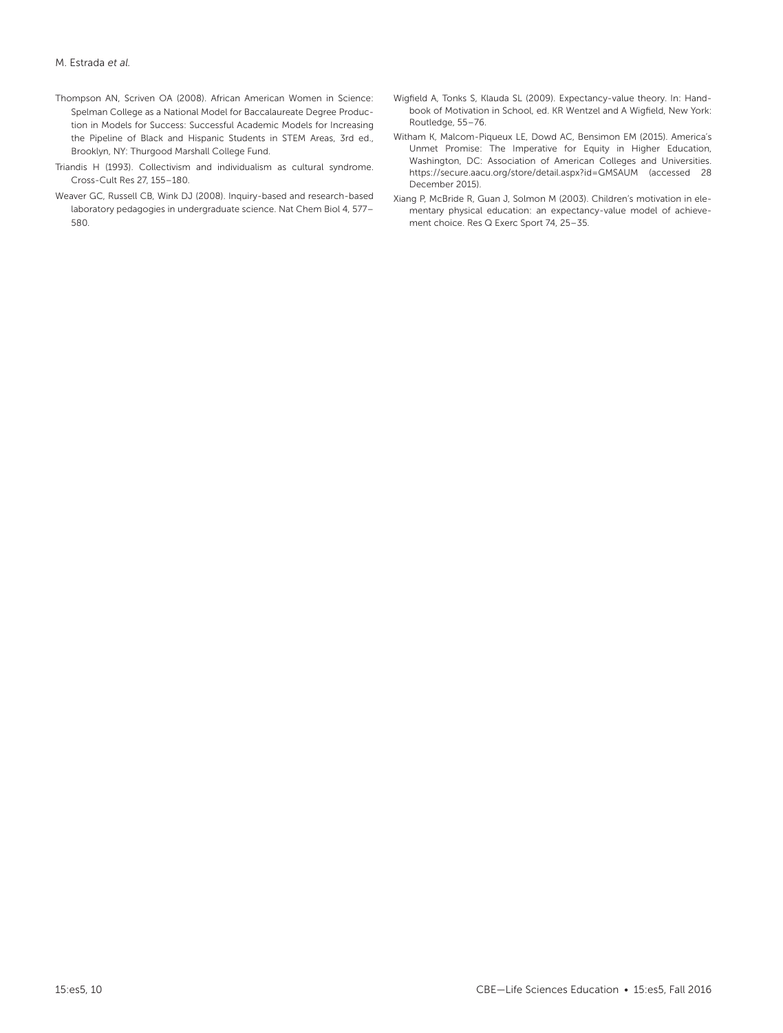Thompson AN, Scriven OA (2008). African American Women in Science: Spelman College as a National Model for Baccalaureate Degree Production in Models for Success: Successful Academic Models for Increasing the Pipeline of Black and Hispanic Students in STEM Areas, 3rd ed., Brooklyn, NY: Thurgood Marshall College Fund.

Triandis H (1993). Collectivism and individualism as cultural syndrome. Cross-Cult Res 27, 155–180.

Weaver GC, Russell CB, Wink DJ (2008). Inquiry-based and research-based laboratory pedagogies in undergraduate science. Nat Chem Biol 4, 577–580.

Wigfield A, Tonks S, Klauda SL (2009). Expectancy-value theory. In: Handbook of Motivation in School, ed. KR Wentzel and A Wigfield, New York: Routledge, 55–76.

Witham K, Malcom-Piqueux LE, Dowd AC, Bensimon EM (2015). America's Unmet Promise: The Imperative for Equity in Higher Education, Washington, DC: Association of American Colleges and Universities. https://secure.aacu.org/store/detail.aspx?id=GMSAUM (accessed 28 December 2015).

Xiang P, McBride R, Guan J, Solmon M (2003). Children's motivation in elementary physical education: an expectancy-value model of achievement choice. Res Q Exerc Sport 74, 25–35.